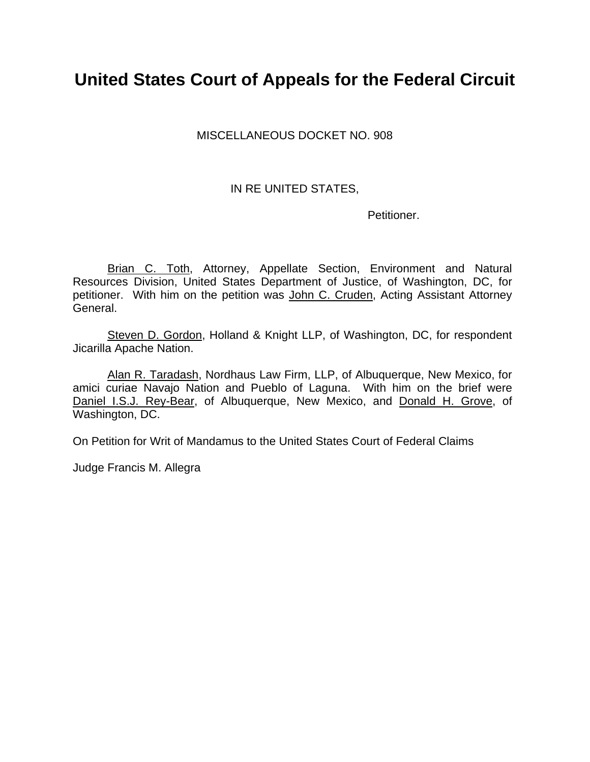# United States Court of Appeals for the Federal Circuit

MISCELLANEOUS DOCKET NO. 908

IN RE UNITED STATES,

Petitioner.

Brian C. Toth, Attorney, Appellate Section, Environment and Natural Resources Division, United States Department of Justice, of Washington, DC, for petitioner. With him on the petition was John C. Cruden, Acting Assistant Attorney General.

Steven D. Gordon, Holland & Knight LLP, of Washington, DC, for respondent Jicarilla Apache Nation.

Alan R. Taradash, Nordhaus Law Firm, LLP, of Albuquerque, New Mexico, for amici curiae Navajo Nation and Pueblo of Laguna. With him on the brief were Daniel I.S.J. Rey-Bear, of Albuquerque, New Mexico, and Donald H. Grove, of Washington, DC.

On Petition for Writ of Mandamus to the United States Court of Federal Claims

Judge Francis M. Allegra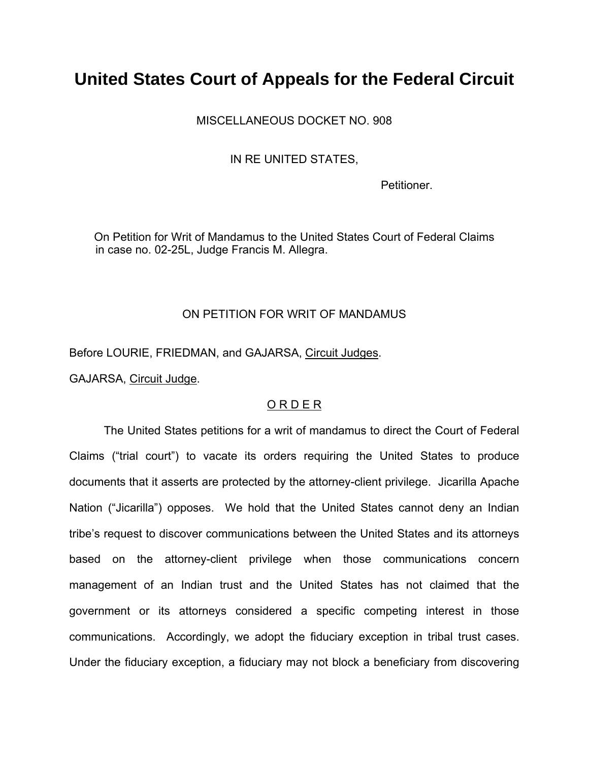# United States Court of Appeals for the Federal Circuit

MISCELLANEOUS DOCKET NO. 908

IN RE UNITED STATES,

Petitioner.

On Petition for Writ of Mandamus to the United States Court of Federal Claims in case no. 02-25L, Judge Francis M. Allegra.

ON PETITION FOR WRIT OF MANDAMUS

Before LOURIE, FRIEDMAN, and GAJARSA, Circuit Judges.

GAJARSA, Circuit Judge.

O R D E R

The United States petitions for a writ of mandamus to direct the Court of Federal Claims ("trial court") to vacate its orders requiring the United States to produce documents that it asserts are protected by the attorney-client privilege. Jicarilla Apache Nation ("Jicarilla") opposes. We hold that the United States cannot deny an Indian tribe's request to discover communications between the United States and its attorneys based on the attorney-client privilege when those communications concern management of an Indian trust and the United States has not claimed that the government or its attorneys considered a specific competing interest in those communications. Accordingly, we adopt the fiduciary exception in tribal trust cases. Under the fiduciary exception, a fiduciary may not block a beneficiary from discovering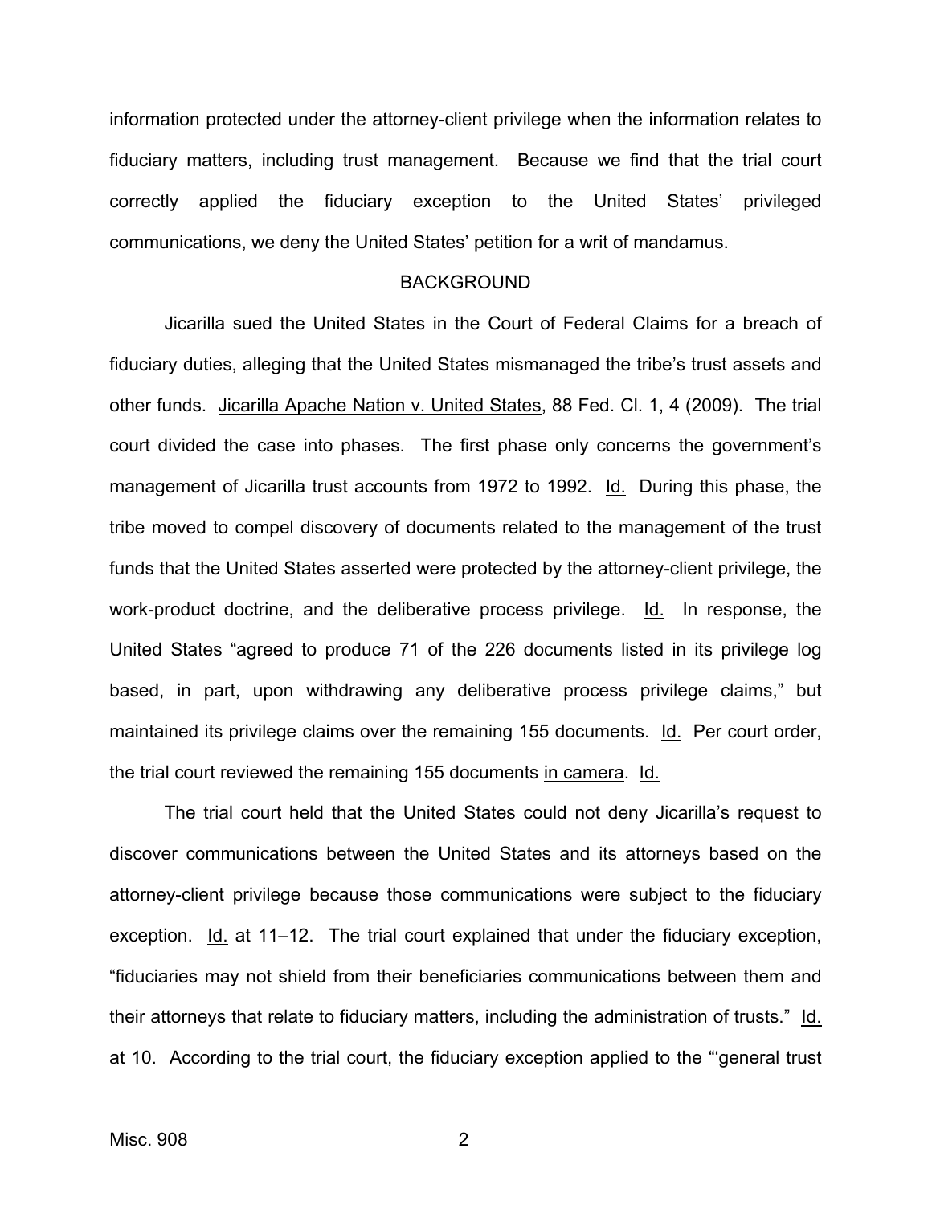information protected under the attorney-client privilege when the information relates to fiduciary matters, including trust management. Because we find that the trial court correctly applied the fiduciary exception to the United States' privileged communications, we deny the United States' petition for a writ of mandamus.

## BACKGROUND

Jicarilla sued the United States in the Court of Federal Claims for a breach of fiduciary duties, alleging that the United States mismanaged the tribe's trust assets and other funds. Jicarilla Apache Nation v. United States, 88 Fed. Cl. 1, 4 (2009). The trial court divided the case into phases. The first phase only concerns the government's management of Jicarilla trust accounts from 1972 to 1992. Id. During this phase, the tribe moved to compel discovery of documents related to the management of the trust funds that the United States asserted were protected by the attorney-client privilege, the work-product doctrine, and the deliberative process privilege. Id. In response, the United States "agreed to produce 71 of the 226 documents listed in its privilege log based, in part, upon withdrawing any deliberative process privilege claims," but maintained its privilege claims over the remaining 155 documents. Id. Per court order, the trial court reviewed the remaining 155 documents in camera. Id.

The trial court held that the United States could not deny Jicarilla's request to discover communications between the United States and its attorneys based on the attorney-client privilege because those communications were subject to the fiduciary exception. Id. at 11–12. The trial court explained that under the fiduciary exception, "fiduciaries may not shield from their beneficiaries communications between them and their attorneys that relate to fiduciary matters, including the administration of trusts." Id. at 10. According to the trial court, the fiduciary exception applied to the "'general trust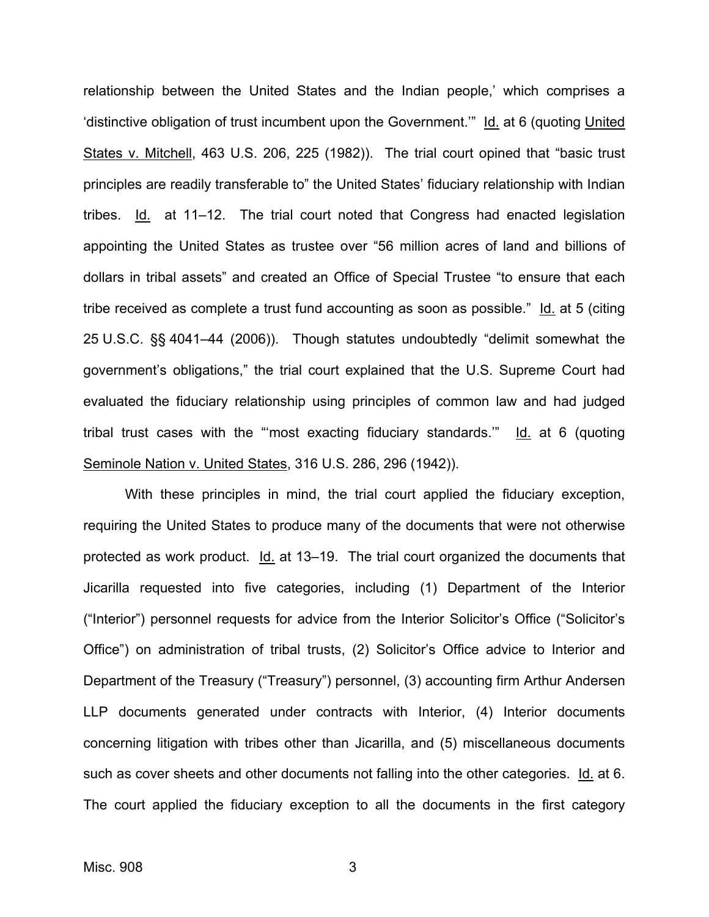relationship between the United States and the Indian people,' which comprises a 'distinctive obligation of trust incumbent upon the Government.'" Id. at 6 (quoting United States v. Mitchell, 463 U.S. 206, 225 (1982)). The trial court opined that "basic trust principles are readily transferable to" the United States' fiduciary relationship with Indian tribes. Id. at 11–12. The trial court noted that Congress had enacted legislation appointing the United States as trustee over "56 million acres of land and billions of dollars in tribal assets" and created an Office of Special Trustee "to ensure that each tribe received as complete a trust fund accounting as soon as possible." Id. at 5 (citing 25 U.S.C. §§ 4041–44 (2006)). Though statutes undoubtedly "delimit somewhat the government's obligations," the trial court explained that the U.S. Supreme Court had evaluated the fiduciary relationship using principles of common law and had judged tribal trust cases with the "'most exacting fiduciary standards.'" Id. at 6 (quoting Seminole Nation v. United States, 316 U.S. 286, 296 (1942)).

With these principles in mind, the trial court applied the fiduciary exception, requiring the United States to produce many of the documents that were not otherwise protected as work product. Id. at 13–19. The trial court organized the documents that Jicarilla requested into five categories, including (1) Department of the Interior ("Interior") personnel requests for advice from the Interior Solicitor's Office ("Solicitor's Office") on administration of tribal trusts, (2) Solicitor's Office advice to Interior and Department of the Treasury ("Treasury") personnel, (3) accounting firm Arthur Andersen LLP documents generated under contracts with Interior, (4) Interior documents concerning litigation with tribes other than Jicarilla, and (5) miscellaneous documents such as cover sheets and other documents not falling into the other categories. Id. at 6. The court applied the fiduciary exception to all the documents in the first category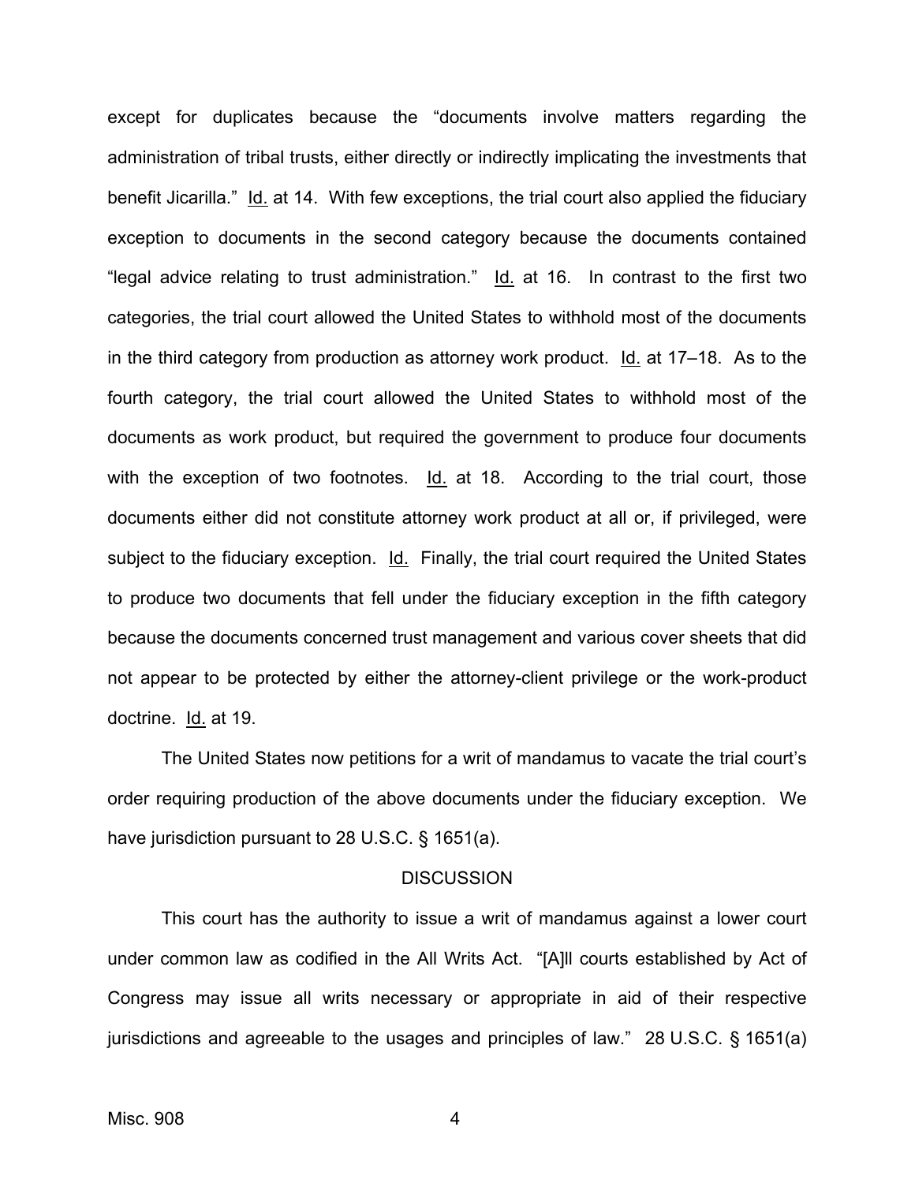except for duplicates because the "documents involve matters regarding the administration of tribal trusts, either directly or indirectly implicating the investments that benefit Jicarilla." Id. at 14. With few exceptions, the trial court also applied the fiduciary exception to documents in the second category because the documents contained "legal advice relating to trust administration." Id. at 16. In contrast to the first two categories, the trial court allowed the United States to withhold most of the documents in the third category from production as attorney work product. Id. at 17–18. As to the fourth category, the trial court allowed the United States to withhold most of the documents as work product, but required the government to produce four documents with the exception of two footnotes. Id. at 18. According to the trial court, those documents either did not constitute attorney work product at all or, if privileged, were subject to the fiduciary exception. Id. Finally, the trial court required the United States to produce two documents that fell under the fiduciary exception in the fifth category because the documents concerned trust management and various cover sheets that did not appear to be protected by either the attorney-client privilege or the work-product doctrine. Id. at 19.

The United States now petitions for a writ of mandamus to vacate the trial court's order requiring production of the above documents under the fiduciary exception. We have jurisdiction pursuant to 28 U.S.C. § 1651(a).

## DISCUSSION

This court has the authority to issue a writ of mandamus against a lower court under common law as codified in the All Writs Act. "[A]ll courts established by Act of Congress may issue all writs necessary or appropriate in aid of their respective jurisdictions and agreeable to the usages and principles of law." 28 U.S.C. § 1651(a)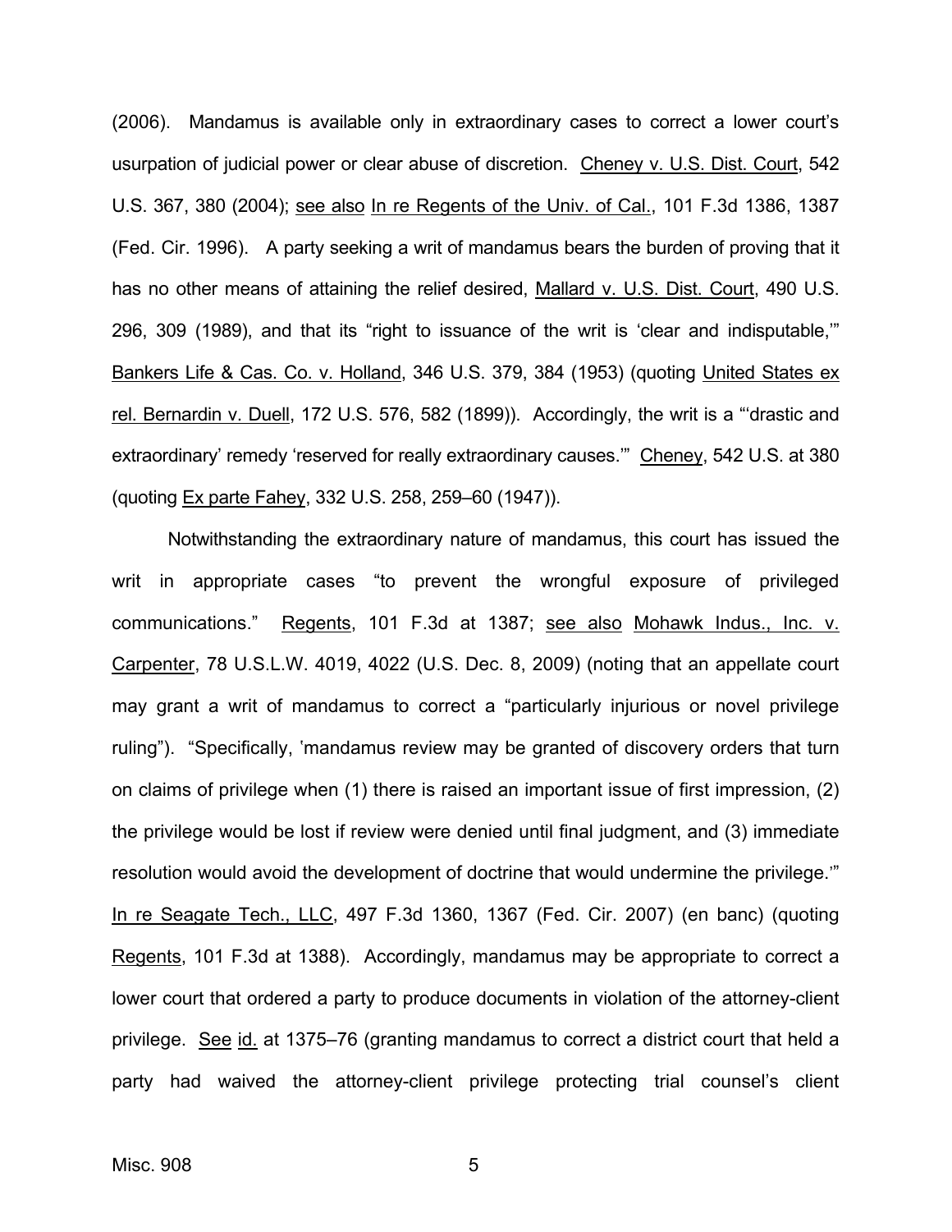(2006). Mandamus is available only in extraordinary cases to correct a lower court's usurpation of judicial power or clear abuse of discretion. Cheney v. U.S. Dist. Court, 542 U.S. 367, 380 (2004); see also In re Regents of the Univ. of Cal., 101 F.3d 1386, 1387 (Fed. Cir. 1996). A party seeking a writ of mandamus bears the burden of proving that it has no other means of attaining the relief desired, Mallard v. U.S. Dist. Court, 490 U.S. 296, 309 (1989), and that its "right to issuance of the writ is 'clear and indisputable,'" Bankers Life & Cas. Co. v. Holland, 346 U.S. 379, 384 (1953) (quoting United States ex rel. Bernardin v. Duell, 172 U.S. 576, 582 (1899)). Accordingly, the writ is a "'drastic and extraordinary' remedy 'reserved for really extraordinary causes.'" Cheney, 542 U.S. at 380 (quoting Ex parte Fahey, 332 U.S. 258, 259–60 (1947)).

Notwithstanding the extraordinary nature of mandamus, this court has issued the writ in appropriate cases "to prevent the wrongful exposure of privileged communications." Regents, 101 F.3d at 1387; see also Mohawk Indus., Inc. v. Carpenter, 78 U.S.L.W. 4019, 4022 (U.S. Dec. 8, 2009) (noting that an appellate court may grant a writ of mandamus to correct a "particularly injurious or novel privilege ruling"). "Specifically, 'mandamus review may be granted of discovery orders that turn on claims of privilege when (1) there is raised an important issue of first impression, (2) the privilege would be lost if review were denied until final judgment, and (3) immediate resolution would avoid the development of doctrine that would undermine the privilege.'" In re Seagate Tech., LLC, 497 F.3d 1360, 1367 (Fed. Cir. 2007) (en banc) (quoting Regents, 101 F.3d at 1388). Accordingly, mandamus may be appropriate to correct a lower court that ordered a party to produce documents in violation of the attorney-client privilege. See id. at 1375–76 (granting mandamus to correct a district court that held a party had waived the attorney-client privilege protecting trial counsel's client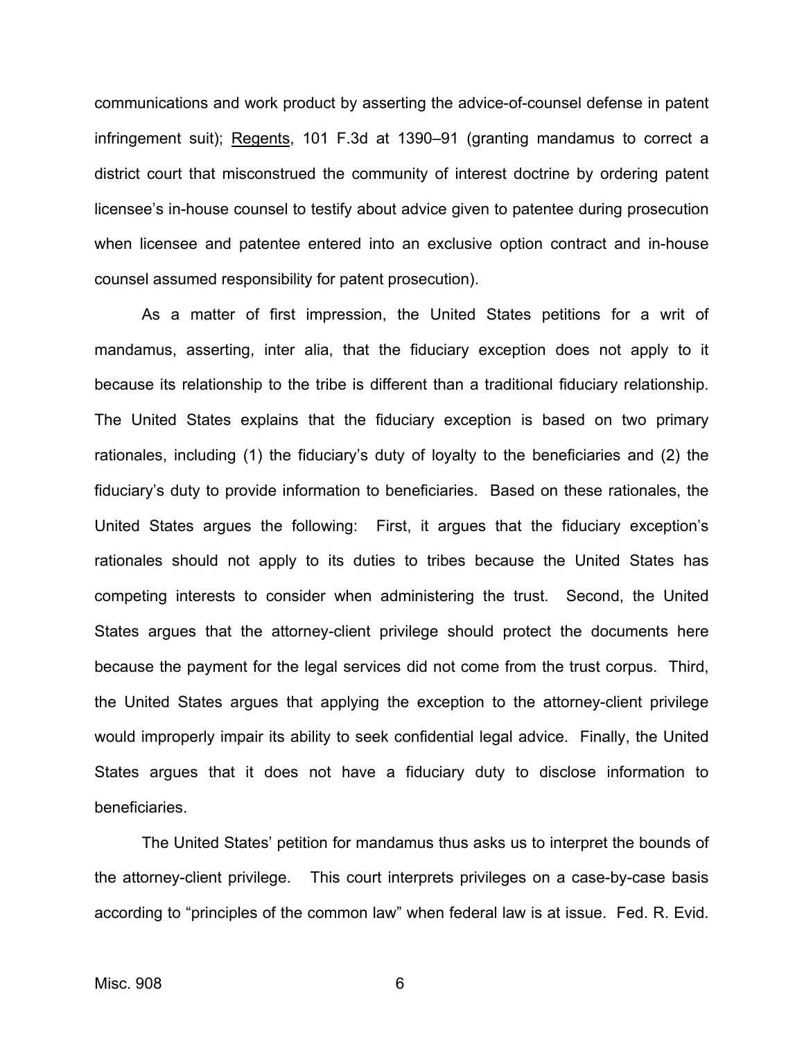communications and work product by asserting the advice-of-counsel defense in patent infringement suit); Regents, 101 F.3d at 1390–91 (granting mandamus to correct a district court that misconstrued the community of interest doctrine by ordering patent licensee's in-house counsel to testify about advice given to patentee during prosecution when licensee and patentee entered into an exclusive option contract and in-house counsel assumed responsibility for patent prosecution).

As a matter of first impression, the United States petitions for a writ of mandamus, asserting, inter alia, that the fiduciary exception does not apply to it because its relationship to the tribe is different than a traditional fiduciary relationship. The United States explains that the fiduciary exception is based on two primary rationales, including (1) the fiduciary's duty of loyalty to the beneficiaries and (2) the fiduciary's duty to provide information to beneficiaries. Based on these rationales, the United States argues the following: First, it argues that the fiduciary exception's rationales should not apply to its duties to tribes because the United States has competing interests to consider when administering the trust. Second, the United States argues that the attorney-client privilege should protect the documents here because the payment for the legal services did not come from the trust corpus. Third, the United States argues that applying the exception to the attorney-client privilege would improperly impair its ability to seek confidential legal advice. Finally, the United States argues that it does not have a fiduciary duty to disclose information to beneficiaries.

The United States' petition for mandamus thus asks us to interpret the bounds of the attorney-client privilege. This court interprets privileges on a case-by-case basis according to "principles of the common law" when federal law is at issue. Fed. R. Evid.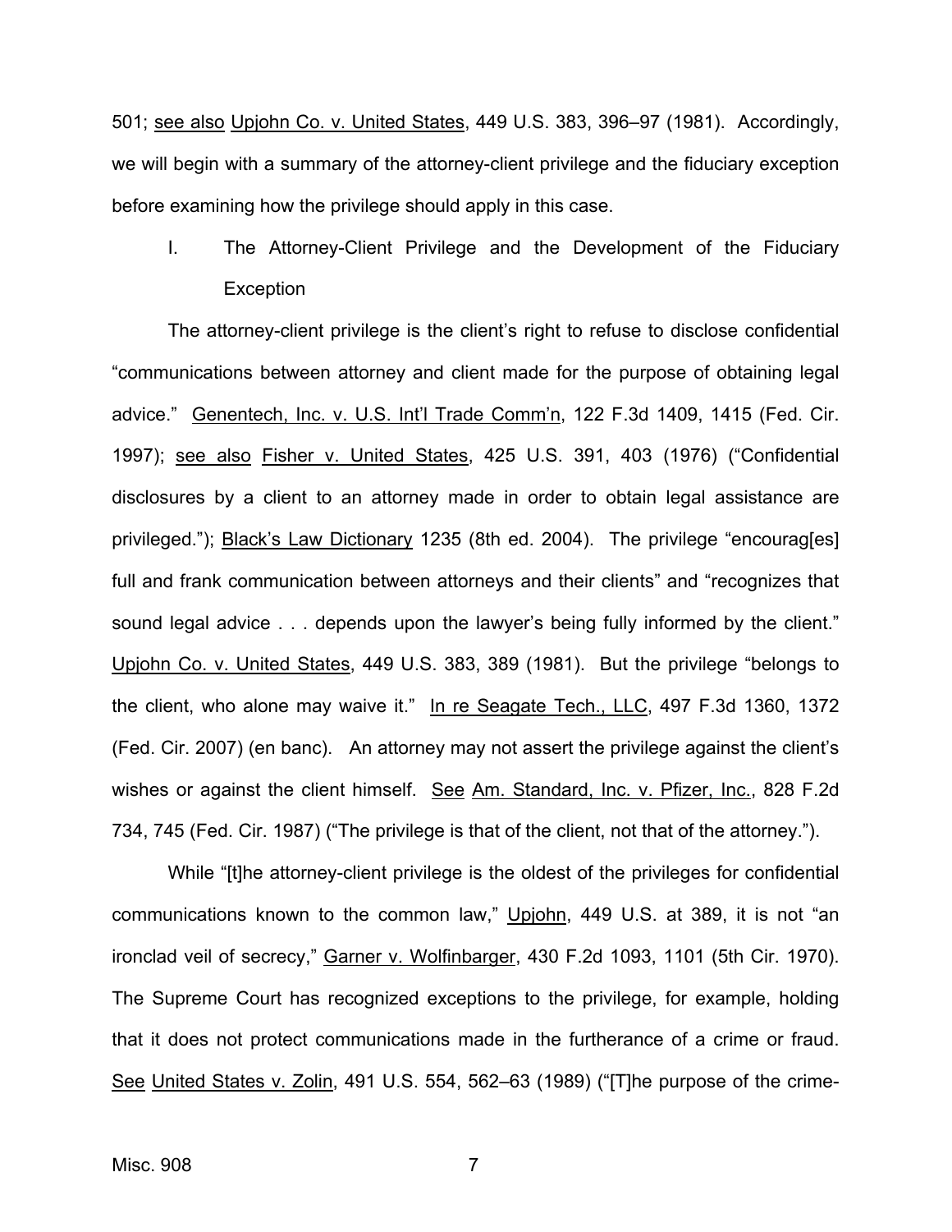501; see also Upjohn Co. v. United States, 449 U.S. 383, 396–97 (1981). Accordingly, we will begin with a summary of the attorney-client privilege and the fiduciary exception before examining how the privilege should apply in this case.

## I. The Attorney-Client Privilege and the Development of the Fiduciary Exception

The attorney-client privilege is the client's right to refuse to disclose confidential "communications between attorney and client made for the purpose of obtaining legal advice." Genentech, Inc. v. U.S. Int'l Trade Comm'n, 122 F.3d 1409, 1415 (Fed. Cir. 1997); see also Fisher v. United States, 425 U.S. 391, 403 (1976) ("Confidential disclosures by a client to an attorney made in order to obtain legal assistance are privileged."); Black's Law Dictionary 1235 (8th ed. 2004). The privilege "encourag[es] full and frank communication between attorneys and their clients" and "recognizes that sound legal advice . . . depends upon the lawyer's being fully informed by the client." Upjohn Co. v. United States, 449 U.S. 383, 389 (1981). But the privilege "belongs to the client, who alone may waive it." In re Seagate Tech., LLC, 497 F.3d 1360, 1372 (Fed. Cir. 2007) (en banc). An attorney may not assert the privilege against the client's wishes or against the client himself. See Am. Standard, Inc. v. Pfizer, Inc., 828 F.2d 734, 745 (Fed. Cir. 1987) ("The privilege is that of the client, not that of the attorney.").

While "[t]he attorney-client privilege is the oldest of the privileges for confidential communications known to the common law," Upjohn, 449 U.S. at 389, it is not "an ironclad veil of secrecy," Garner v. Wolfinbarger, 430 F.2d 1093, 1101 (5th Cir. 1970). The Supreme Court has recognized exceptions to the privilege, for example, holding that it does not protect communications made in the furtherance of a crime or fraud. See United States v. Zolin, 491 U.S. 554, 562–63 (1989) ("[T]he purpose of the crime-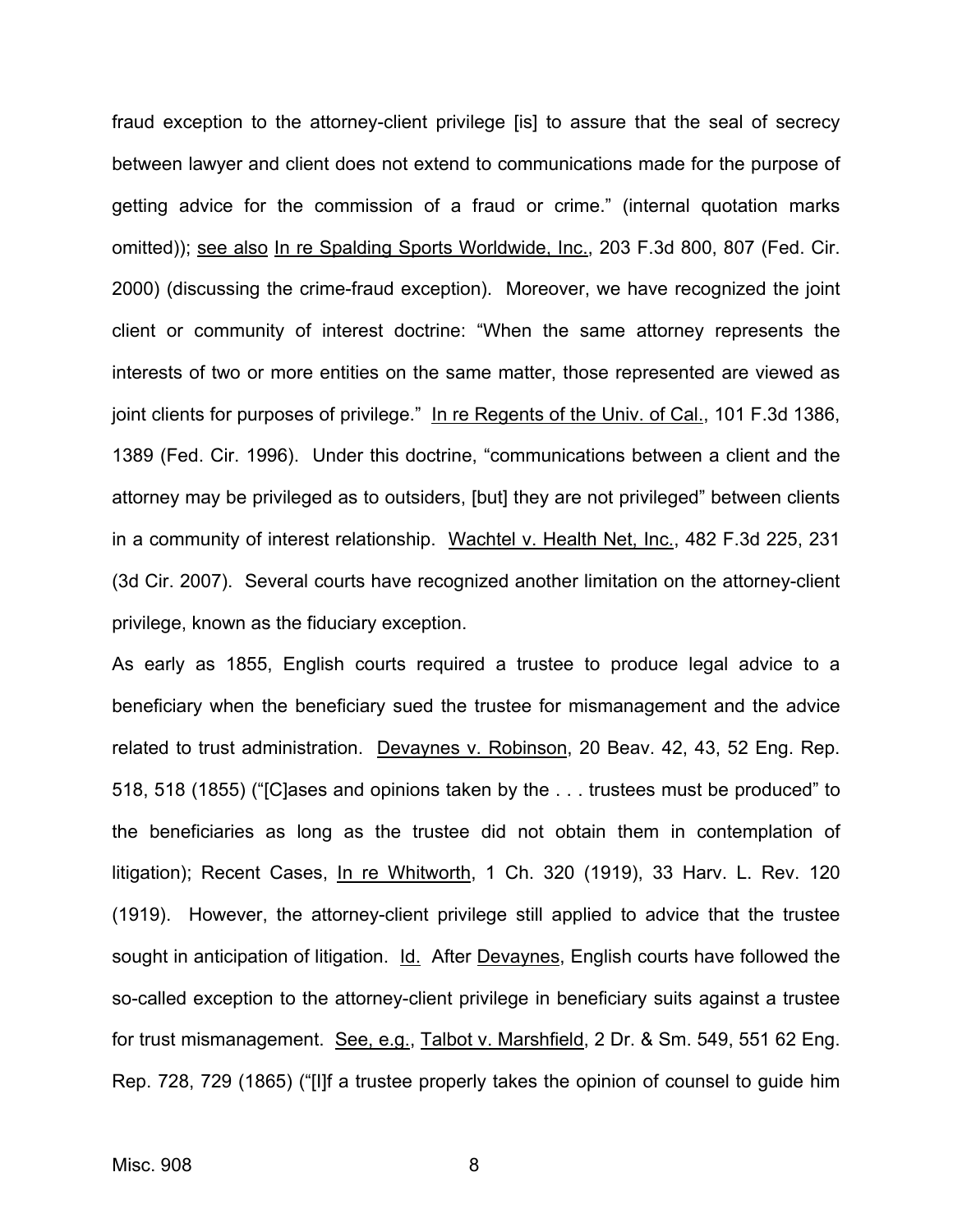fraud exception to the attorney-client privilege [is] to assure that the seal of secrecy between lawyer and client does not extend to communications made for the purpose of getting advice for the commission of a fraud or crime." (internal quotation marks omitted)); see also In re Spalding Sports Worldwide, Inc., 203 F.3d 800, 807 (Fed. Cir. 2000) (discussing the crime-fraud exception). Moreover, we have recognized the joint client or community of interest doctrine: "When the same attorney represents the interests of two or more entities on the same matter, those represented are viewed as joint clients for purposes of privilege." In re Regents of the Univ. of Cal., 101 F.3d 1386, 1389 (Fed. Cir. 1996). Under this doctrine, "communications between a client and the attorney may be privileged as to outsiders, [but] they are not privileged" between clients in a community of interest relationship. Wachtel v. Health Net, Inc., 482 F.3d 225, 231 (3d Cir. 2007). Several courts have recognized another limitation on the attorney-client privilege, known as the fiduciary exception.

As early as 1855, English courts required a trustee to produce legal advice to a beneficiary when the beneficiary sued the trustee for mismanagement and the advice related to trust administration. Devaynes v. Robinson, 20 Beav. 42, 43, 52 Eng. Rep. 518, 518 (1855) ("[C]ases and opinions taken by the . . . trustees must be produced" to the beneficiaries as long as the trustee did not obtain them in contemplation of litigation); Recent Cases, In re Whitworth, 1 Ch. 320 (1919), 33 Harv. L. Rev. 120 (1919). However, the attorney-client privilege still applied to advice that the trustee sought in anticipation of litigation. Id. After Devaynes, English courts have followed the so-called exception to the attorney-client privilege in beneficiary suits against a trustee for trust mismanagement. See, e.g., Talbot v. Marshfield, 2 Dr. & Sm. 549, 551 62 Eng. Rep. 728, 729 (1865) ("[I]f a trustee properly takes the opinion of counsel to guide him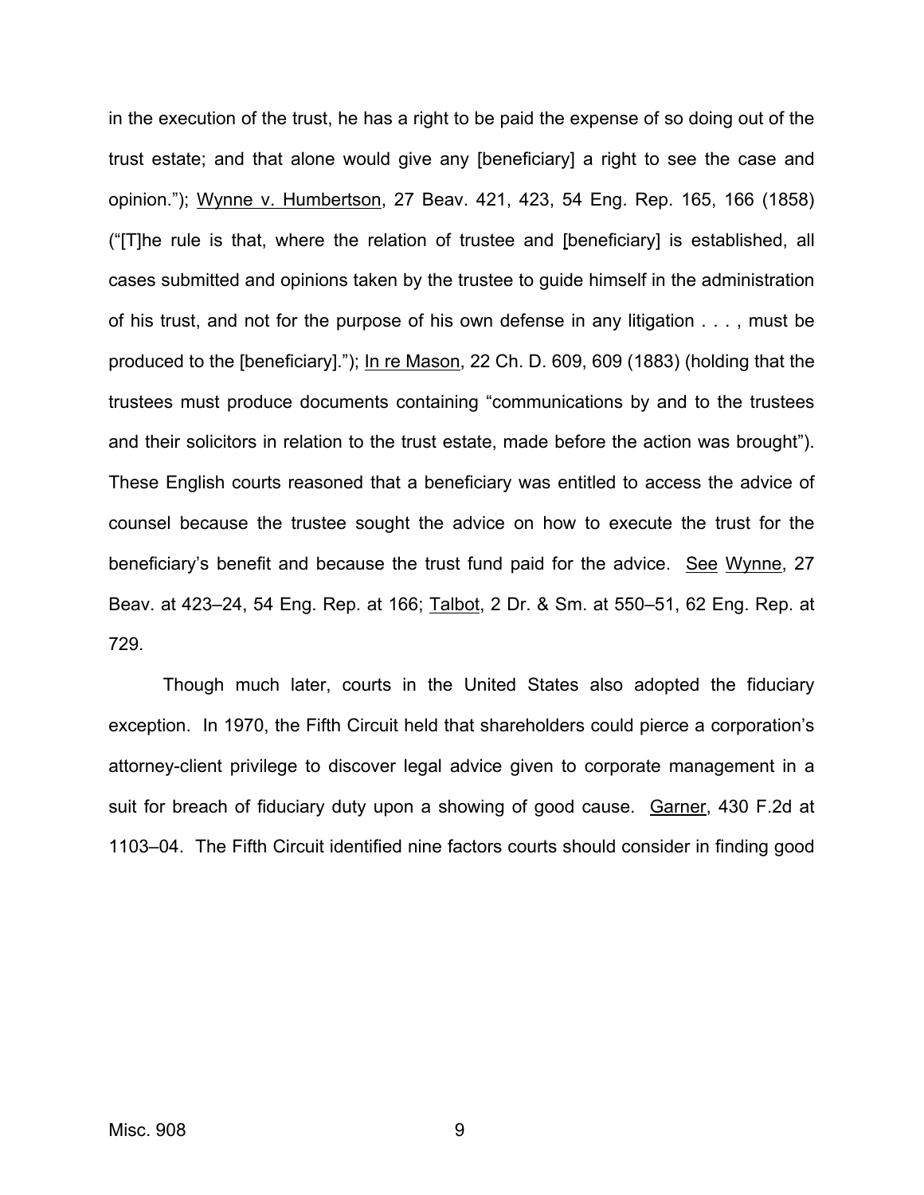in the execution of the trust, he has a right to be paid the expense of so doing out of the trust estate; and that alone would give any [beneficiary] a right to see the case and opinion."); Wynne v. Humbertson, 27 Beav. 421, 423, 54 Eng. Rep. 165, 166 (1858) ("[T]he rule is that, where the relation of trustee and [beneficiary] is established, all cases submitted and opinions taken by the trustee to guide himself in the administration of his trust, and not for the purpose of his own defense in any litigation . . . , must be produced to the [beneficiary]."); In re Mason, 22 Ch. D. 609, 609 (1883) (holding that the trustees must produce documents containing "communications by and to the trustees and their solicitors in relation to the trust estate, made before the action was brought"). These English courts reasoned that a beneficiary was entitled to access the advice of counsel because the trustee sought the advice on how to execute the trust for the beneficiary's benefit and because the trust fund paid for the advice. See Wynne, 27 Beav. at 423–24, 54 Eng. Rep. at 166; Talbot, 2 Dr. & Sm. at 550–51, 62 Eng. Rep. at 729.

Though much later, courts in the United States also adopted the fiduciary exception. In 1970, the Fifth Circuit held that shareholders could pierce a corporation's attorney-client privilege to discover legal advice given to corporate management in a suit for breach of fiduciary duty upon a showing of good cause. Garner, 430 F.2d at 1103–04. The Fifth Circuit identified nine factors courts should consider in finding good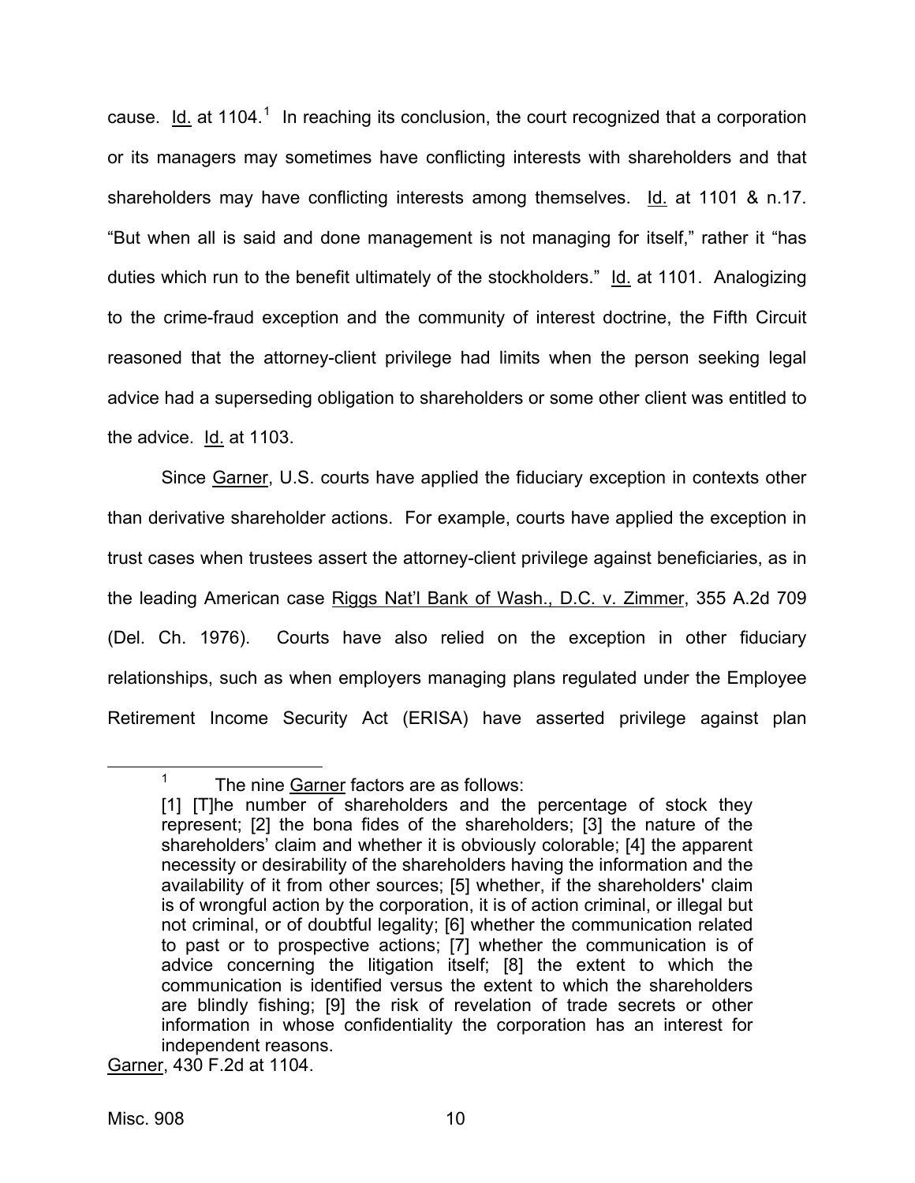cause. Id. at 1104.[1] In reaching its conclusion, the court recognized that a corporation or its managers may sometimes have conflicting interests with shareholders and that shareholders may have conflicting interests among themselves. Id. at 1101 & n.17. "But when all is said and done management is not managing for itself," rather it "has duties which run to the benefit ultimately of the stockholders." Id. at 1101. Analogizing to the crime-fraud exception and the community of interest doctrine, the Fifth Circuit reasoned that the attorney-client privilege had limits when the person seeking legal advice had a superseding obligation to shareholders or some other client was entitled to the advice. Id. at 1103.

Since Garner, U.S. courts have applied the fiduciary exception in contexts other than derivative shareholder actions. For example, courts have applied the exception in trust cases when trustees assert the attorney-client privilege against beneficiaries, as in the leading American case Riggs Nat'l Bank of Wash., D.C. v. Zimmer, 355 A.2d 709 (Del. Ch. 1976). Courts have also relied on the exception in other fiduciary relationships, such as when employers managing plans regulated under the Employee Retirement Income Security Act (ERISA) have asserted privilege against plan

---

[1] The nine Garner factors are as follows:

> [1] [T]he number of shareholders and the percentage of stock they represent; [2] the bona fides of the shareholders; [3] the nature of the shareholders' claim and whether it is obviously colorable; [4] the apparent necessity or desirability of the shareholders having the information and the availability of it from other sources; [5] whether, if the shareholders' claim is of wrongful action by the corporation, it is of action criminal, or illegal but not criminal, or of doubtful legality; [6] whether the communication related to past or to prospective actions; [7] whether the communication is of advice concerning the litigation itself; [8] the extent to which the communication is identified versus the extent to which the shareholders are blindly fishing; [9] the risk of revelation of trade secrets or other information in whose confidentiality the corporation has an interest for independent reasons.

Garner, 430 F.2d at 1104.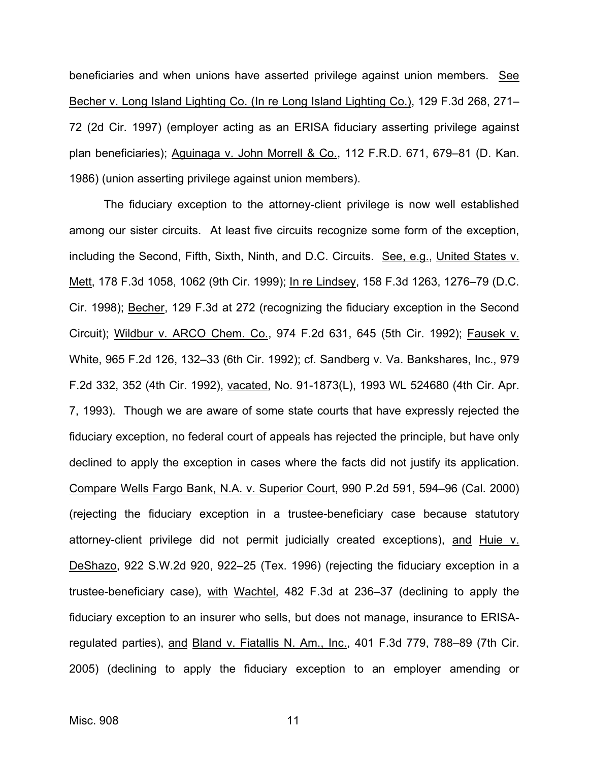beneficiaries and when unions have asserted privilege against union members. See Becher v. Long Island Lighting Co. (In re Long Island Lighting Co.), 129 F.3d 268, 271–72 (2d Cir. 1997) (employer acting as an ERISA fiduciary asserting privilege against plan beneficiaries); Aguinaga v. John Morrell & Co., 112 F.R.D. 671, 679–81 (D. Kan. 1986) (union asserting privilege against union members).

The fiduciary exception to the attorney-client privilege is now well established among our sister circuits. At least five circuits recognize some form of the exception, including the Second, Fifth, Sixth, Ninth, and D.C. Circuits. See, e.g., United States v. Mett, 178 F.3d 1058, 1062 (9th Cir. 1999); In re Lindsey, 158 F.3d 1263, 1276–79 (D.C. Cir. 1998); Becher, 129 F.3d at 272 (recognizing the fiduciary exception in the Second Circuit); Wildbur v. ARCO Chem. Co., 974 F.2d 631, 645 (5th Cir. 1992); Fausek v. White, 965 F.2d 126, 132–33 (6th Cir. 1992); cf. Sandberg v. Va. Bankshares, Inc., 979 F.2d 332, 352 (4th Cir. 1992), vacated, No. 91-1873(L), 1993 WL 524680 (4th Cir. Apr. 7, 1993). Though we are aware of some state courts that have expressly rejected the fiduciary exception, no federal court of appeals has rejected the principle, but have only declined to apply the exception in cases where the facts did not justify its application. Compare Wells Fargo Bank, N.A. v. Superior Court, 990 P.2d 591, 594–96 (Cal. 2000) (rejecting the fiduciary exception in a trustee-beneficiary case because statutory attorney-client privilege did not permit judicially created exceptions), and Huie v. DeShazo, 922 S.W.2d 920, 922–25 (Tex. 1996) (rejecting the fiduciary exception in a trustee-beneficiary case), with Wachtel, 482 F.3d at 236–37 (declining to apply the fiduciary exception to an insurer who sells, but does not manage, insurance to ERISA-regulated parties), and Bland v. Fiatallis N. Am., Inc., 401 F.3d 779, 788–89 (7th Cir. 2005) (declining to apply the fiduciary exception to an employer amending or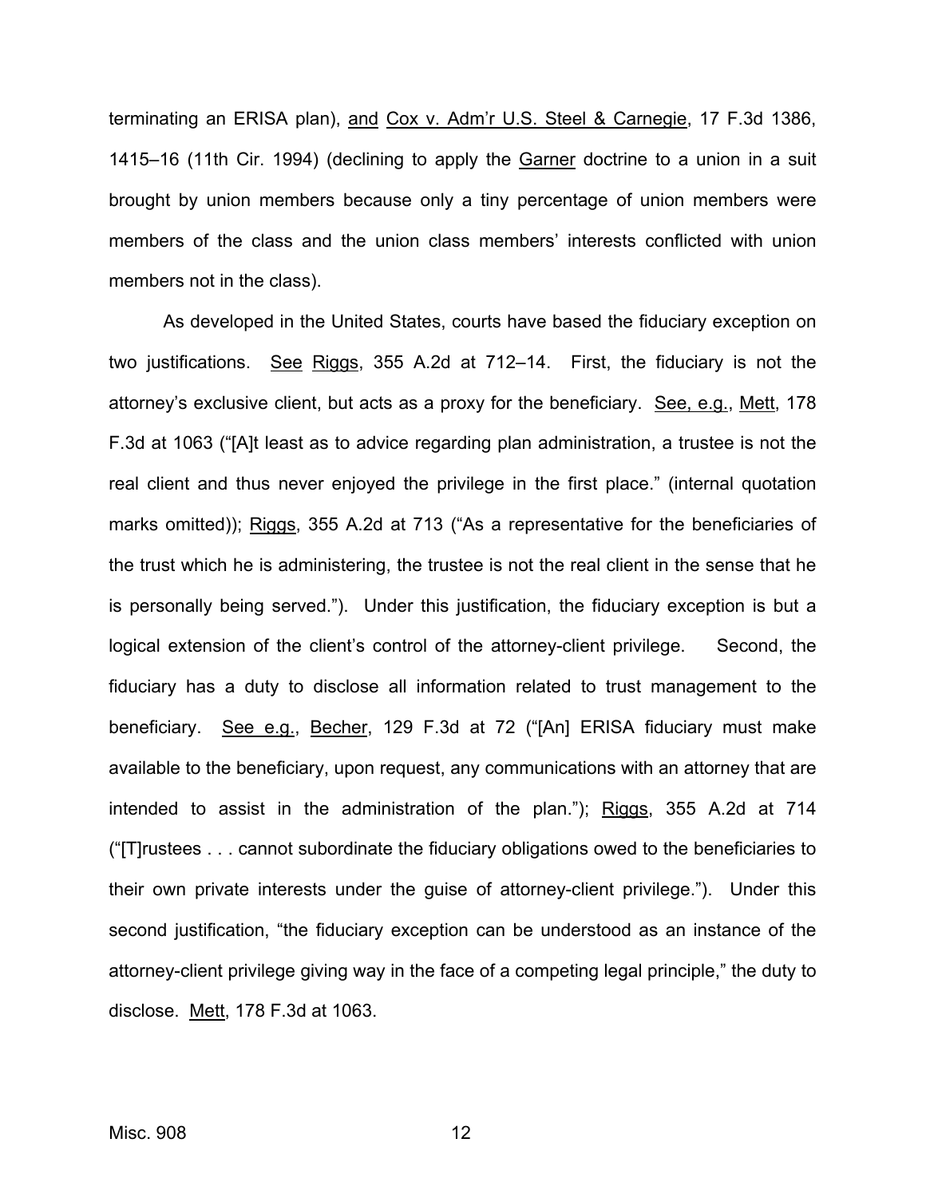terminating an ERISA plan), and Cox v. Adm'r U.S. Steel & Carnegie, 17 F.3d 1386, 1415–16 (11th Cir. 1994) (declining to apply the Garner doctrine to a union in a suit brought by union members because only a tiny percentage of union members were members of the class and the union class members' interests conflicted with union members not in the class).

As developed in the United States, courts have based the fiduciary exception on two justifications. See Riggs, 355 A.2d at 712–14. First, the fiduciary is not the attorney's exclusive client, but acts as a proxy for the beneficiary. See, e.g., Mett, 178 F.3d at 1063 ("[A]t least as to advice regarding plan administration, a trustee is not the real client and thus never enjoyed the privilege in the first place." (internal quotation marks omitted)); Riggs, 355 A.2d at 713 ("As a representative for the beneficiaries of the trust which he is administering, the trustee is not the real client in the sense that he is personally being served."). Under this justification, the fiduciary exception is but a logical extension of the client's control of the attorney-client privilege. Second, the fiduciary has a duty to disclose all information related to trust management to the beneficiary. See e.g., Becher, 129 F.3d at 72 ("[An] ERISA fiduciary must make available to the beneficiary, upon request, any communications with an attorney that are intended to assist in the administration of the plan."); Riggs, 355 A.2d at 714 ("[T]rustees . . . cannot subordinate the fiduciary obligations owed to the beneficiaries to their own private interests under the guise of attorney-client privilege."). Under this second justification, "the fiduciary exception can be understood as an instance of the attorney-client privilege giving way in the face of a competing legal principle," the duty to disclose. Mett, 178 F.3d at 1063.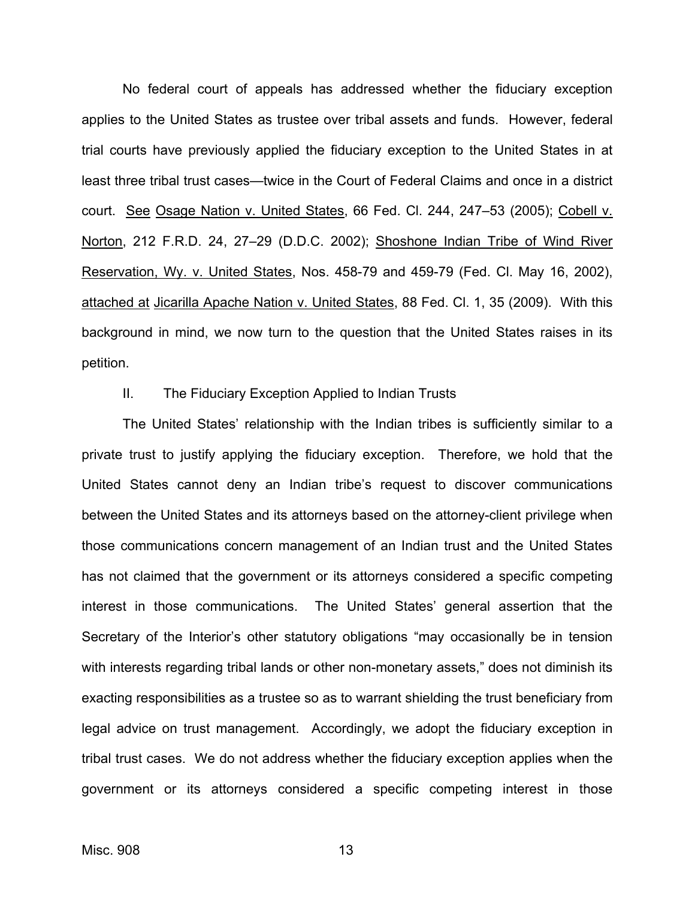No federal court of appeals has addressed whether the fiduciary exception applies to the United States as trustee over tribal assets and funds. However, federal trial courts have previously applied the fiduciary exception to the United States in at least three tribal trust cases—twice in the Court of Federal Claims and once in a district court. See Osage Nation v. United States, 66 Fed. Cl. 244, 247–53 (2005); Cobell v. Norton, 212 F.R.D. 24, 27–29 (D.D.C. 2002); Shoshone Indian Tribe of Wind River Reservation, Wy. v. United States, Nos. 458-79 and 459-79 (Fed. Cl. May 16, 2002), attached at Jicarilla Apache Nation v. United States, 88 Fed. Cl. 1, 35 (2009). With this background in mind, we now turn to the question that the United States raises in its petition.

## II. The Fiduciary Exception Applied to Indian Trusts

The United States' relationship with the Indian tribes is sufficiently similar to a private trust to justify applying the fiduciary exception. Therefore, we hold that the United States cannot deny an Indian tribe's request to discover communications between the United States and its attorneys based on the attorney-client privilege when those communications concern management of an Indian trust and the United States has not claimed that the government or its attorneys considered a specific competing interest in those communications. The United States' general assertion that the Secretary of the Interior's other statutory obligations "may occasionally be in tension with interests regarding tribal lands or other non-monetary assets," does not diminish its exacting responsibilities as a trustee so as to warrant shielding the trust beneficiary from legal advice on trust management. Accordingly, we adopt the fiduciary exception in tribal trust cases. We do not address whether the fiduciary exception applies when the government or its attorneys considered a specific competing interest in those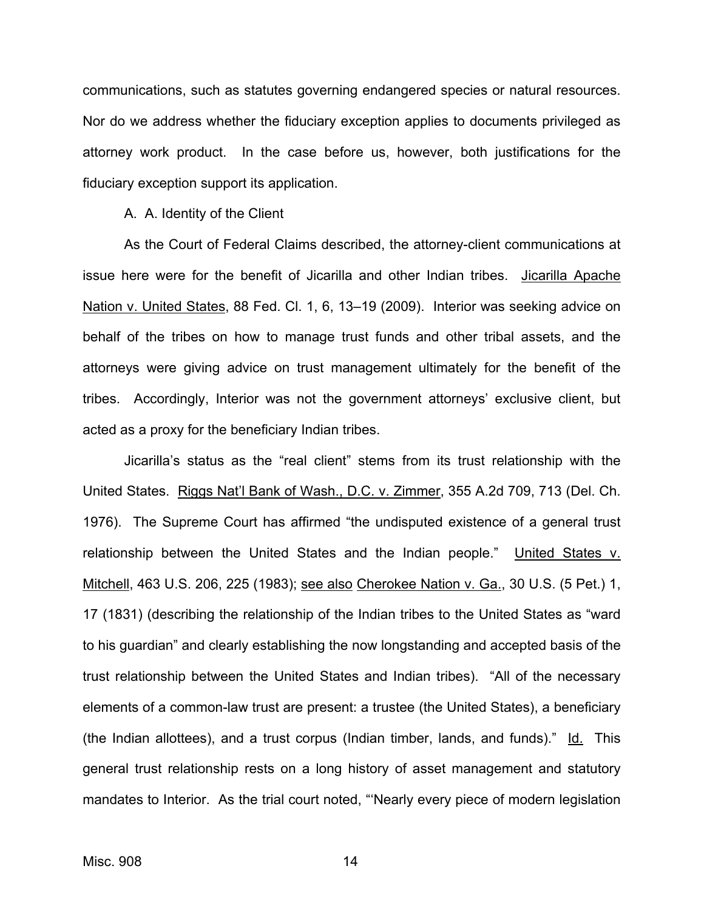communications, such as statutes governing endangered species or natural resources. Nor do we address whether the fiduciary exception applies to documents privileged as attorney work product. In the case before us, however, both justifications for the fiduciary exception support its application.

A. A. Identity of the Client

As the Court of Federal Claims described, the attorney-client communications at issue here were for the benefit of Jicarilla and other Indian tribes. Jicarilla Apache Nation v. United States, 88 Fed. Cl. 1, 6, 13–19 (2009). Interior was seeking advice on behalf of the tribes on how to manage trust funds and other tribal assets, and the attorneys were giving advice on trust management ultimately for the benefit of the tribes. Accordingly, Interior was not the government attorneys' exclusive client, but acted as a proxy for the beneficiary Indian tribes.

Jicarilla's status as the "real client" stems from its trust relationship with the United States. Riggs Nat'l Bank of Wash., D.C. v. Zimmer, 355 A.2d 709, 713 (Del. Ch. 1976). The Supreme Court has affirmed "the undisputed existence of a general trust relationship between the United States and the Indian people." United States v. Mitchell, 463 U.S. 206, 225 (1983); see also Cherokee Nation v. Ga., 30 U.S. (5 Pet.) 1, 17 (1831) (describing the relationship of the Indian tribes to the United States as "ward to his guardian" and clearly establishing the now longstanding and accepted basis of the trust relationship between the United States and Indian tribes). "All of the necessary elements of a common-law trust are present: a trustee (the United States), a beneficiary (the Indian allottees), and a trust corpus (Indian timber, lands, and funds)." Id. This general trust relationship rests on a long history of asset management and statutory mandates to Interior. As the trial court noted, "'Nearly every piece of modern legislation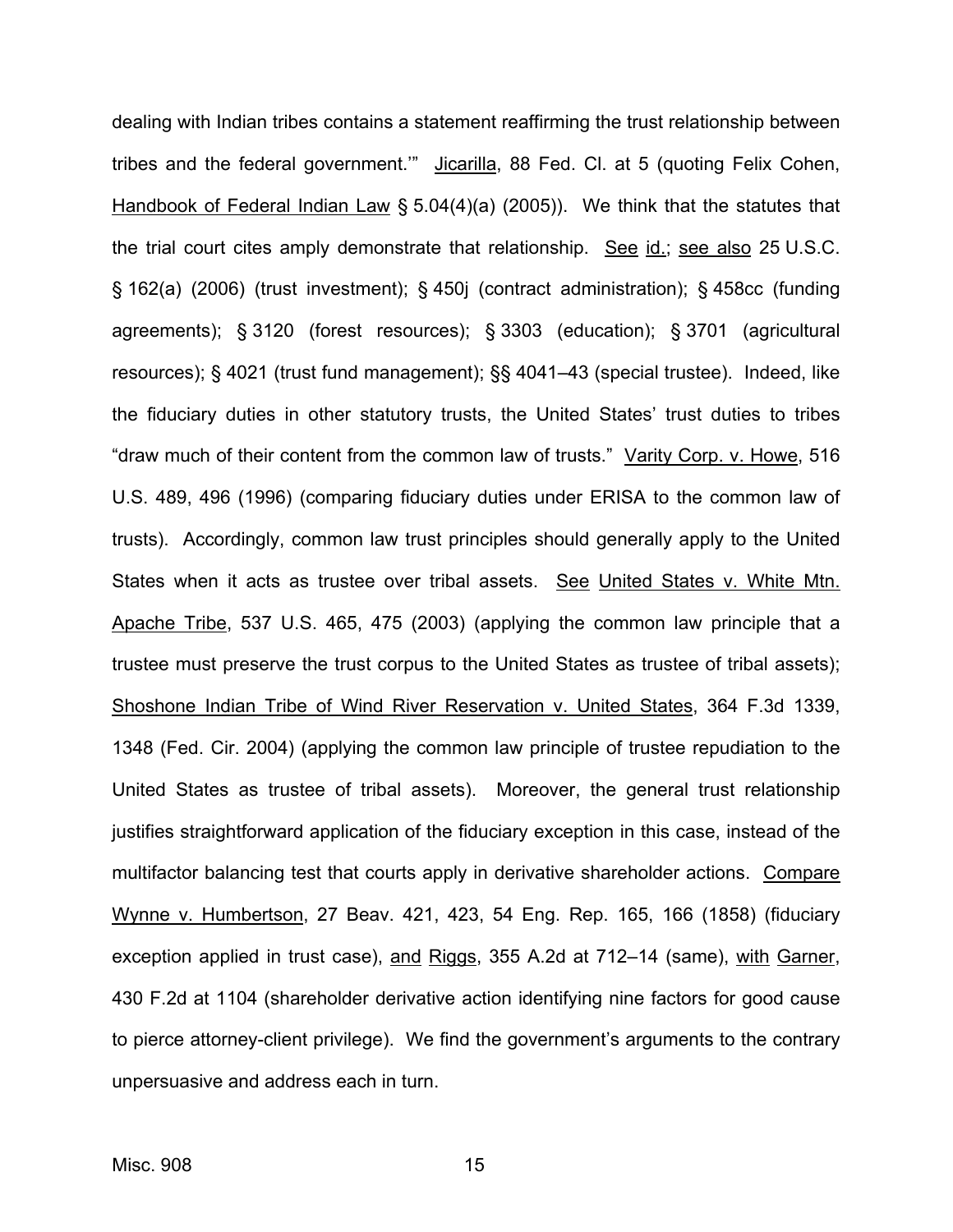dealing with Indian tribes contains a statement reaffirming the trust relationship between tribes and the federal government.'" Jicarilla, 88 Fed. Cl. at 5 (quoting Felix Cohen, Handbook of Federal Indian Law § 5.04(4)(a) (2005)). We think that the statutes that the trial court cites amply demonstrate that relationship. See id.; see also 25 U.S.C. § 162(a) (2006) (trust investment); § 450j (contract administration); § 458cc (funding agreements); § 3120 (forest resources); § 3303 (education); § 3701 (agricultural resources); § 4021 (trust fund management); §§ 4041–43 (special trustee). Indeed, like the fiduciary duties in other statutory trusts, the United States' trust duties to tribes "draw much of their content from the common law of trusts." Varity Corp. v. Howe, 516 U.S. 489, 496 (1996) (comparing fiduciary duties under ERISA to the common law of trusts). Accordingly, common law trust principles should generally apply to the United States when it acts as trustee over tribal assets. See United States v. White Mtn. Apache Tribe, 537 U.S. 465, 475 (2003) (applying the common law principle that a trustee must preserve the trust corpus to the United States as trustee of tribal assets); Shoshone Indian Tribe of Wind River Reservation v. United States, 364 F.3d 1339, 1348 (Fed. Cir. 2004) (applying the common law principle of trustee repudiation to the United States as trustee of tribal assets). Moreover, the general trust relationship justifies straightforward application of the fiduciary exception in this case, instead of the multifactor balancing test that courts apply in derivative shareholder actions. Compare Wynne v. Humbertson, 27 Beav. 421, 423, 54 Eng. Rep. 165, 166 (1858) (fiduciary exception applied in trust case), and Riggs, 355 A.2d at 712–14 (same), with Garner, 430 F.2d at 1104 (shareholder derivative action identifying nine factors for good cause to pierce attorney-client privilege). We find the government's arguments to the contrary unpersuasive and address each in turn.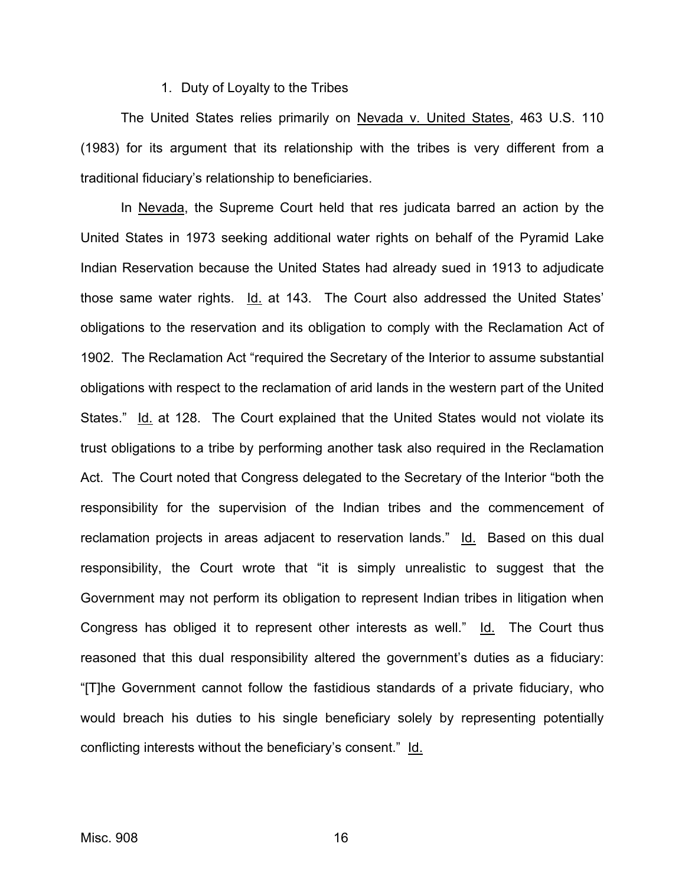1. Duty of Loyalty to the Tribes

The United States relies primarily on Nevada v. United States, 463 U.S. 110 (1983) for its argument that its relationship with the tribes is very different from a traditional fiduciary's relationship to beneficiaries.

In Nevada, the Supreme Court held that res judicata barred an action by the United States in 1973 seeking additional water rights on behalf of the Pyramid Lake Indian Reservation because the United States had already sued in 1913 to adjudicate those same water rights. Id. at 143. The Court also addressed the United States' obligations to the reservation and its obligation to comply with the Reclamation Act of 1902. The Reclamation Act "required the Secretary of the Interior to assume substantial obligations with respect to the reclamation of arid lands in the western part of the United States." Id. at 128. The Court explained that the United States would not violate its trust obligations to a tribe by performing another task also required in the Reclamation Act. The Court noted that Congress delegated to the Secretary of the Interior "both the responsibility for the supervision of the Indian tribes and the commencement of reclamation projects in areas adjacent to reservation lands." Id. Based on this dual responsibility, the Court wrote that "it is simply unrealistic to suggest that the Government may not perform its obligation to represent Indian tribes in litigation when Congress has obliged it to represent other interests as well." Id. The Court thus reasoned that this dual responsibility altered the government's duties as a fiduciary: "[T]he Government cannot follow the fastidious standards of a private fiduciary, who would breach his duties to his single beneficiary solely by representing potentially conflicting interests without the beneficiary's consent." Id.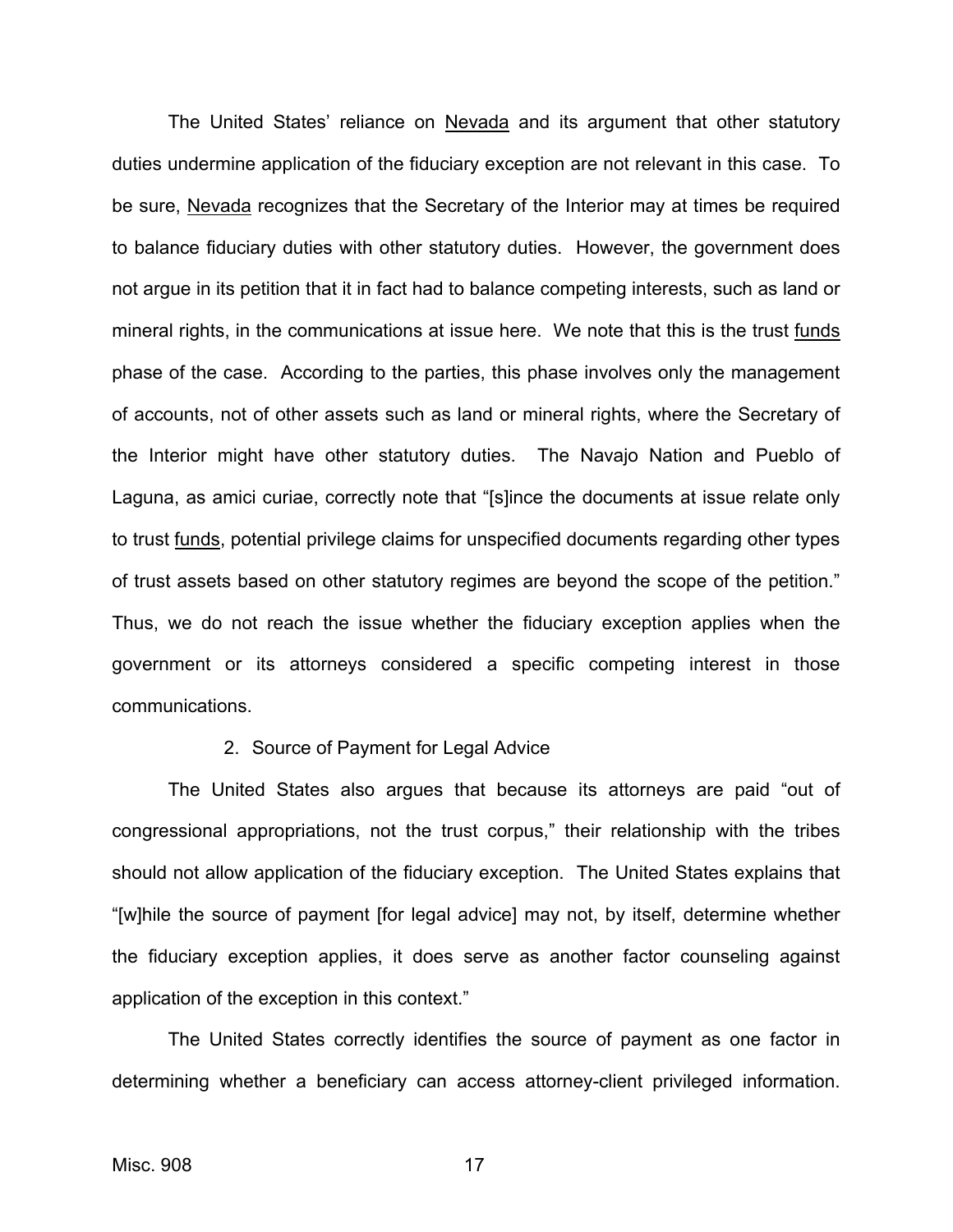The United States' reliance on Nevada and its argument that other statutory duties undermine application of the fiduciary exception are not relevant in this case. To be sure, Nevada recognizes that the Secretary of the Interior may at times be required to balance fiduciary duties with other statutory duties. However, the government does not argue in its petition that it in fact had to balance competing interests, such as land or mineral rights, in the communications at issue here. We note that this is the trust funds phase of the case. According to the parties, this phase involves only the management of accounts, not of other assets such as land or mineral rights, where the Secretary of the Interior might have other statutory duties. The Navajo Nation and Pueblo of Laguna, as amici curiae, correctly note that "[s]ince the documents at issue relate only to trust funds, potential privilege claims for unspecified documents regarding other types of trust assets based on other statutory regimes are beyond the scope of the petition." Thus, we do not reach the issue whether the fiduciary exception applies when the government or its attorneys considered a specific competing interest in those communications.

### 2. Source of Payment for Legal Advice

The United States also argues that because its attorneys are paid "out of congressional appropriations, not the trust corpus," their relationship with the tribes should not allow application of the fiduciary exception. The United States explains that "[w]hile the source of payment [for legal advice] may not, by itself, determine whether the fiduciary exception applies, it does serve as another factor counseling against application of the exception in this context."

The United States correctly identifies the source of payment as one factor in determining whether a beneficiary can access attorney-client privileged information.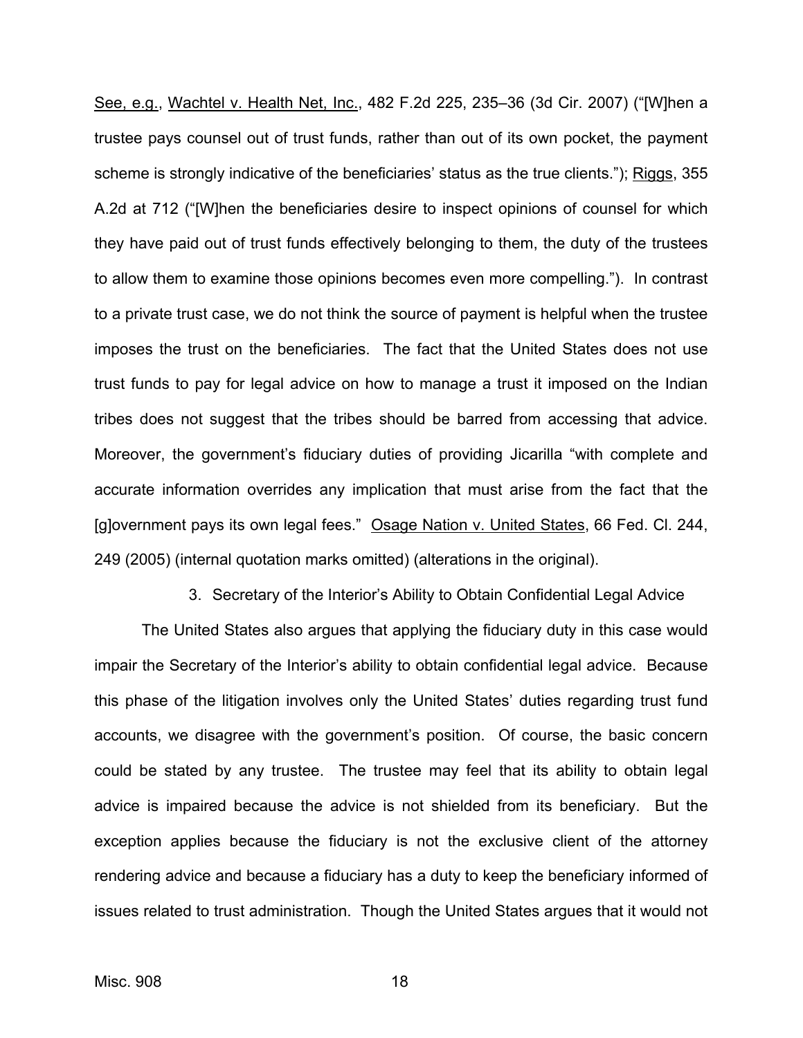See, e.g., Wachtel v. Health Net, Inc., 482 F.2d 225, 235–36 (3d Cir. 2007) ("[W]hen a trustee pays counsel out of trust funds, rather than out of its own pocket, the payment scheme is strongly indicative of the beneficiaries' status as the true clients."); Riggs, 355 A.2d at 712 ("[W]hen the beneficiaries desire to inspect opinions of counsel for which they have paid out of trust funds effectively belonging to them, the duty of the trustees to allow them to examine those opinions becomes even more compelling."). In contrast to a private trust case, we do not think the source of payment is helpful when the trustee imposes the trust on the beneficiaries. The fact that the United States does not use trust funds to pay for legal advice on how to manage a trust it imposed on the Indian tribes does not suggest that the tribes should be barred from accessing that advice. Moreover, the government's fiduciary duties of providing Jicarilla "with complete and accurate information overrides any implication that must arise from the fact that the [g]overnment pays its own legal fees." Osage Nation v. United States, 66 Fed. Cl. 244, 249 (2005) (internal quotation marks omitted) (alterations in the original).

3. Secretary of the Interior's Ability to Obtain Confidential Legal Advice

The United States also argues that applying the fiduciary duty in this case would impair the Secretary of the Interior's ability to obtain confidential legal advice. Because this phase of the litigation involves only the United States' duties regarding trust fund accounts, we disagree with the government's position. Of course, the basic concern could be stated by any trustee. The trustee may feel that its ability to obtain legal advice is impaired because the advice is not shielded from its beneficiary. But the exception applies because the fiduciary is not the exclusive client of the attorney rendering advice and because a fiduciary has a duty to keep the beneficiary informed of issues related to trust administration. Though the United States argues that it would not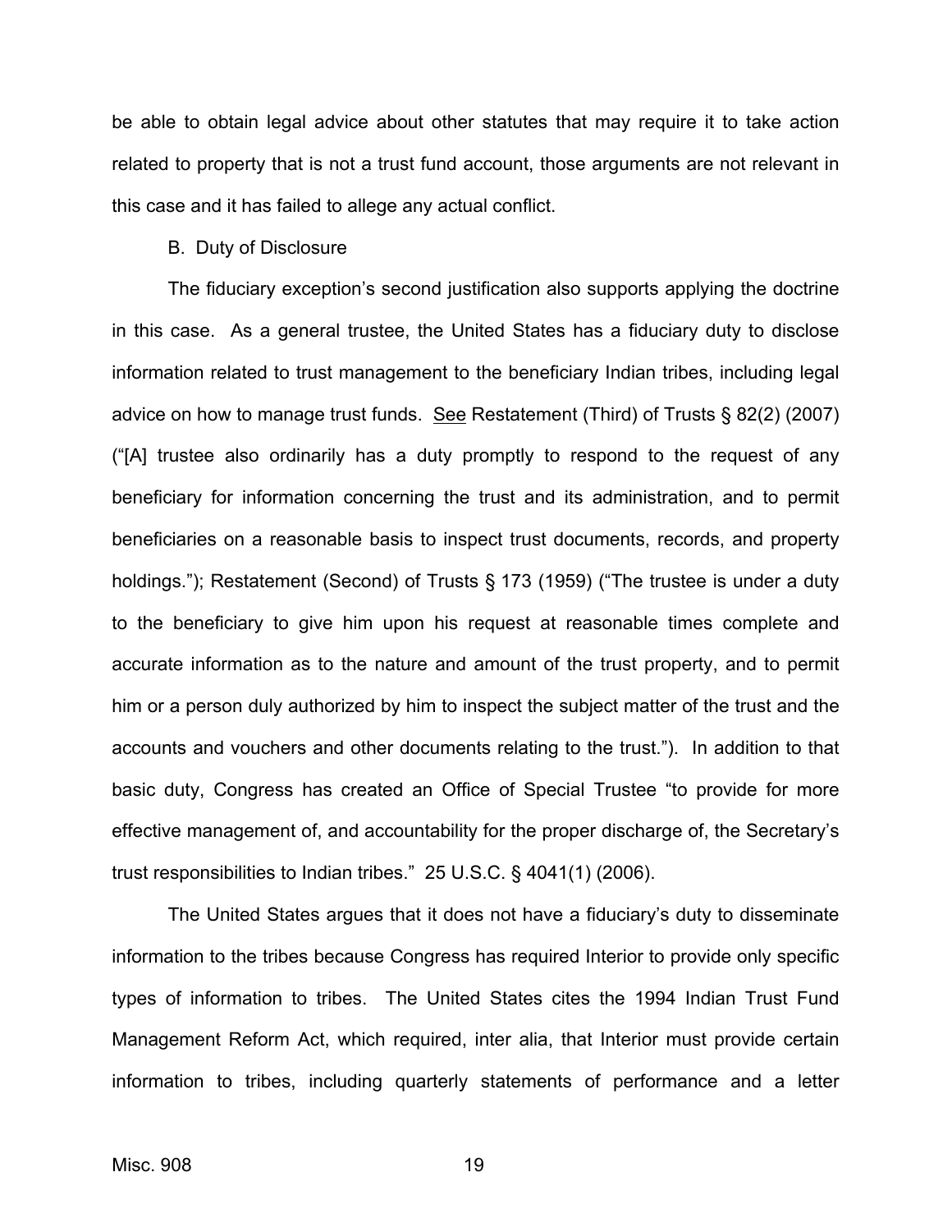be able to obtain legal advice about other statutes that may require it to take action related to property that is not a trust fund account, those arguments are not relevant in this case and it has failed to allege any actual conflict.

B. Duty of Disclosure

The fiduciary exception's second justification also supports applying the doctrine in this case. As a general trustee, the United States has a fiduciary duty to disclose information related to trust management to the beneficiary Indian tribes, including legal advice on how to manage trust funds. See Restatement (Third) of Trusts § 82(2) (2007) ("[A] trustee also ordinarily has a duty promptly to respond to the request of any beneficiary for information concerning the trust and its administration, and to permit beneficiaries on a reasonable basis to inspect trust documents, records, and property holdings."); Restatement (Second) of Trusts § 173 (1959) ("The trustee is under a duty to the beneficiary to give him upon his request at reasonable times complete and accurate information as to the nature and amount of the trust property, and to permit him or a person duly authorized by him to inspect the subject matter of the trust and the accounts and vouchers and other documents relating to the trust."). In addition to that basic duty, Congress has created an Office of Special Trustee "to provide for more effective management of, and accountability for the proper discharge of, the Secretary's trust responsibilities to Indian tribes." 25 U.S.C. § 4041(1) (2006).

The United States argues that it does not have a fiduciary's duty to disseminate information to the tribes because Congress has required Interior to provide only specific types of information to tribes. The United States cites the 1994 Indian Trust Fund Management Reform Act, which required, inter alia, that Interior must provide certain information to tribes, including quarterly statements of performance and a letter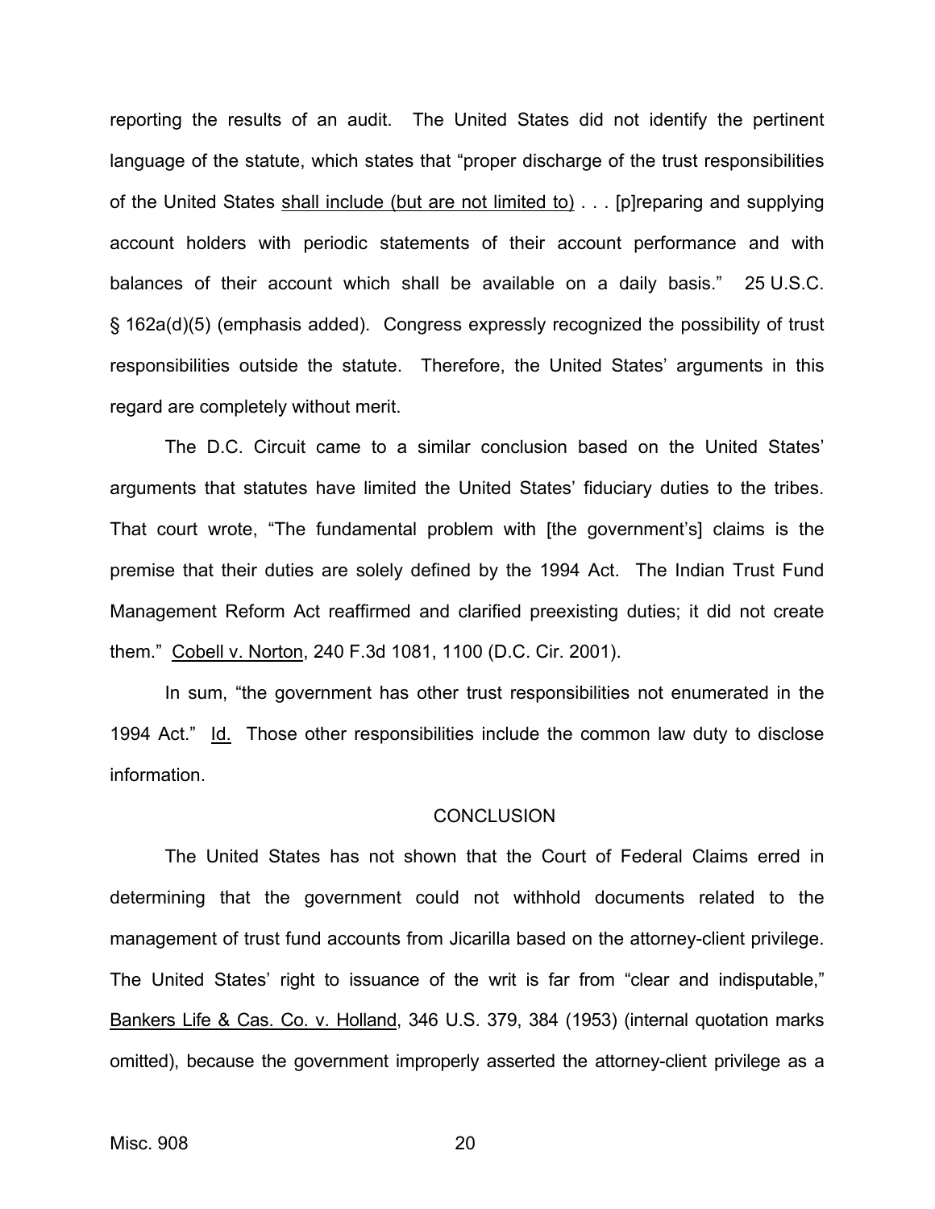reporting the results of an audit. The United States did not identify the pertinent language of the statute, which states that "proper discharge of the trust responsibilities of the United States <u>shall include (but are not limited to)</u> . . . [p]reparing and supplying account holders with periodic statements of their account performance and with balances of their account which shall be available on a daily basis." 25 U.S.C. § 162a(d)(5) (emphasis added). Congress expressly recognized the possibility of trust responsibilities outside the statute. Therefore, the United States' arguments in this regard are completely without merit.

The D.C. Circuit came to a similar conclusion based on the United States' arguments that statutes have limited the United States' fiduciary duties to the tribes. That court wrote, "The fundamental problem with [the government's] claims is the premise that their duties are solely defined by the 1994 Act. The Indian Trust Fund Management Reform Act reaffirmed and clarified preexisting duties; it did not create them." <u>Cobell v. Norton</u>, 240 F.3d 1081, 1100 (D.C. Cir. 2001).

In sum, "the government has other trust responsibilities not enumerated in the 1994 Act." <u>Id.</u> Those other responsibilities include the common law duty to disclose information.

## CONCLUSION

The United States has not shown that the Court of Federal Claims erred in determining that the government could not withhold documents related to the management of trust fund accounts from Jicarilla based on the attorney-client privilege. The United States' right to issuance of the writ is far from "clear and indisputable," <u>Bankers Life & Cas. Co. v. Holland</u>, 346 U.S. 379, 384 (1953) (internal quotation marks omitted), because the government improperly asserted the attorney-client privilege as a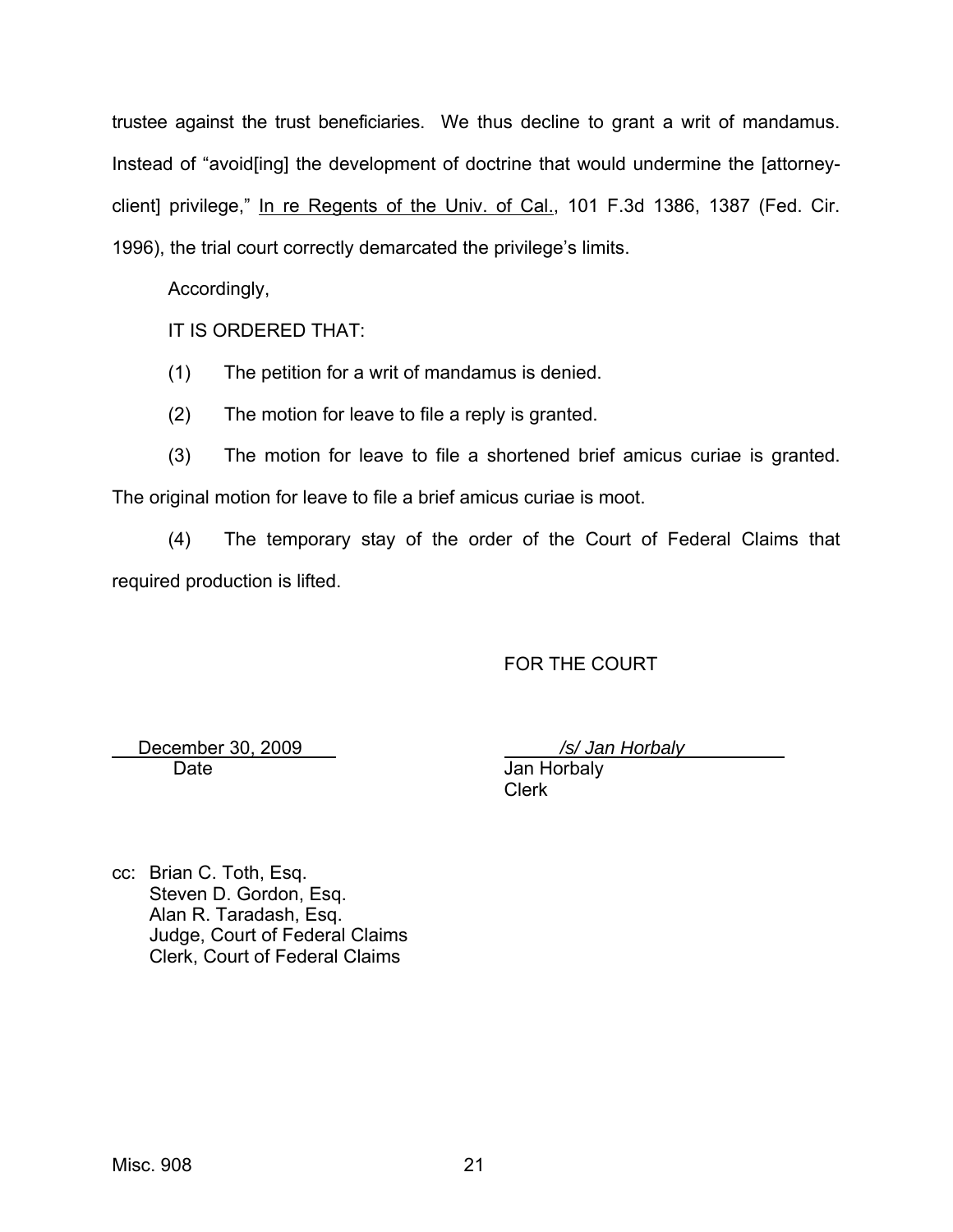trustee against the trust beneficiaries. We thus decline to grant a writ of mandamus. Instead of "avoid[ing] the development of doctrine that would undermine the [attorney-client] privilege," In re Regents of the Univ. of Cal., 101 F.3d 1386, 1387 (Fed. Cir. 1996), the trial court correctly demarcated the privilege's limits.

Accordingly,

IT IS ORDERED THAT:

(1) The petition for a writ of mandamus is denied.

(2) The motion for leave to file a reply is granted.

(3) The motion for leave to file a shortened brief amicus curiae is granted. The original motion for leave to file a brief amicus curiae is moot.

(4) The temporary stay of the order of the Court of Federal Claims that required production is lifted.

FOR THE COURT

December 30, 2009
Date

*/s/ Jan Horbaly*
Jan Horbaly
Clerk

cc: Brian C. Toth, Esq.
Steven D. Gordon, Esq.
Alan R. Taradash, Esq.
Judge, Court of Federal Claims
Clerk, Court of Federal Claims

Misc. 908